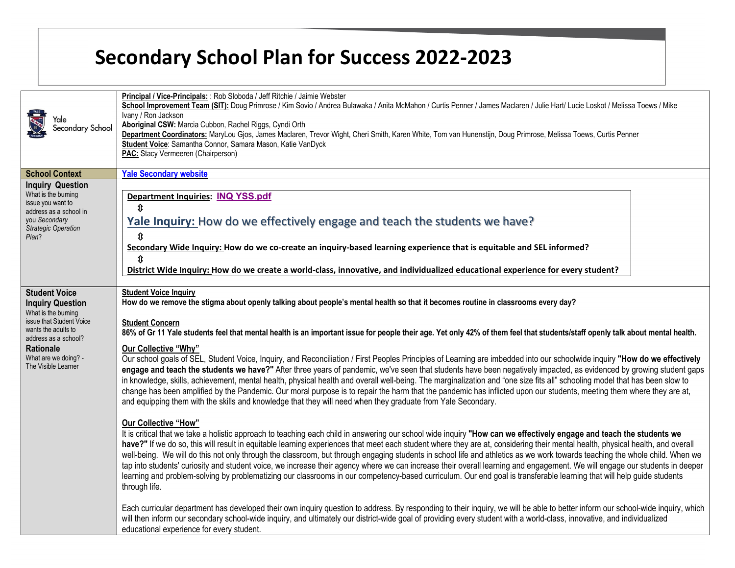# Secondary School Plan for Success 2022-2023

| Yale Secondary School | **Principal / Vice-Principals:** : Rob Sloboda / Jeff Ritchie / Jaimie Webster<br>**School Improvement Team (SIT):** Doug Primrose / Kim Sovio / Andrea Bulawaka / Anita McMahon / Curtis Penner / James Maclaren / Julie Hart/ Lucie Loskot / Melissa Toews / Mike Ivany / Ron Jackson<br>**Aboriginal CSW:** Marcia Cubbon, Rachel Riggs, Cyndi Orth<br>**Department Coordinators:** MaryLou Gjos, James Maclaren, Trevor Wight, Cheri Smith, Karen White, Tom van Hunenstijn, Doug Primrose, Melissa Toews, Curtis Penner<br>**Student Voice**: Samantha Connor, Samara Mason, Katie VanDyck<br>**PAC:** Stacy Vermeeren (Chairperson) |
|---|---|
| **School Context** | **Yale Secondary website** |
| **Inquiry Question**<br>What is the burning issue you want to address as a school in you *Secondary Strategic Operation Plan*? | **Department Inquiries: INQ YSS.pdf**<br>⇕<br>**Yale Inquiry:** How do we effectively engage and teach the students we have?<br>⇕<br>**Secondary Wide Inquiry: How do we co-create an inquiry-based learning experience that is equitable and SEL informed?**<br>⇕<br>**District Wide Inquiry: How do we create a world-class, innovative, and individualized educational experience for every student?** |
| **Student Voice Inquiry Question**<br>What is the burning issue that Student Voice wants the adults to address as a school? | **Student Voice Inquiry**<br>**How do we remove the stigma about openly talking about people's mental health so that it becomes routine in classrooms every day?**<br><br>**Student Concern**<br>**86% of Gr 11 Yale students feel that mental health is an important issue for people their age. Yet only 42% of them feel that students/staff openly talk about mental health.** |
| **Rationale**<br>What are we doing? - The Visible Learner | **Our Collective "Why"**<br>Our school goals of SEL, Student Voice, Inquiry, and Reconciliation / First Peoples Principles of Learning are imbedded into our schoolwide inquiry **"How do we effectively engage and teach the students we have?"** After three years of pandemic, we've seen that students have been negatively impacted, as evidenced by growing student gaps in knowledge, skills, achievement, mental health, physical health and overall well-being. The marginalization and "one size fits all" schooling model that has been slow to change has been amplified by the Pandemic. Our moral purpose is to repair the harm that the pandemic has inflicted upon our students, meeting them where they are at, and equipping them with the skills and knowledge that they will need when they graduate from Yale Secondary.<br><br>**Our Collective "How"**<br>It is critical that we take a holistic approach to teaching each child in answering our school wide inquiry **"How can we effectively engage and teach the students we have?"** If we do so, this will result in equitable learning experiences that meet each student where they are at, considering their mental health, physical health, and overall well-being. We will do this not only through the classroom, but through engaging students in school life and athletics as we work towards teaching the whole child. When we tap into students' curiosity and student voice, we increase their agency where we can increase their overall learning and engagement. We will engage our students in deeper learning and problem-solving by problematizing our classrooms in our competency-based curriculum. Our end goal is transferable learning that will help guide students through life.<br><br>Each curricular department has developed their own inquiry question to address. By responding to their inquiry, we will be able to better inform our school-wide inquiry, which will then inform our secondary school-wide inquiry, and ultimately our district-wide goal of providing every student with a world-class, innovative, and individualized educational experience for every student. |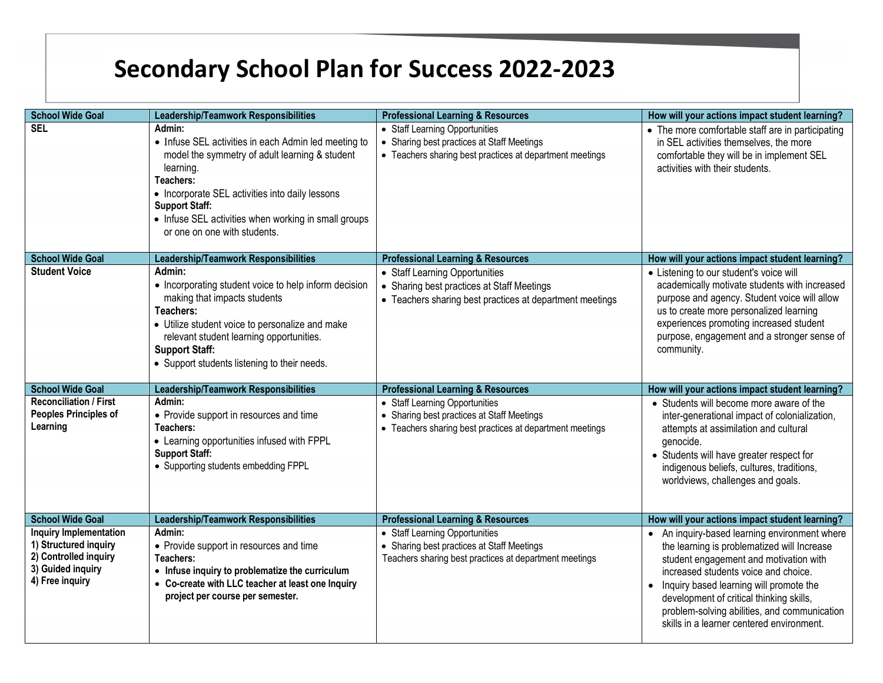# Secondary School Plan for Success 2022-2023

| School Wide Goal | Leadership/Teamwork Responsibilities | Professional Learning & Resources | How will your actions impact student learning? |
|---|---|---|---|
| **SEL** | **Admin:**<br>• Infuse SEL activities in each Admin led meeting to model the symmetry of adult learning & student learning.<br>**Teachers:**<br>• Incorporate SEL activities into daily lessons<br>**Support Staff:**<br>• Infuse SEL activities when working in small groups or one on one with students. | • Staff Learning Opportunities<br>• Sharing best practices at Staff Meetings<br>• Teachers sharing best practices at department meetings | • The more comfortable staff are in participating in SEL activities themselves, the more comfortable they will be in implement SEL activities with their students. |
| **School Wide Goal** | **Leadership/Teamwork Responsibilities** | **Professional Learning & Resources** | **How will your actions impact student learning?** |
| **Student Voice** | **Admin:**<br>• Incorporating student voice to help inform decision making that impacts students<br>**Teachers:**<br>• Utilize student voice to personalize and make relevant student learning opportunities.<br>**Support Staff:**<br>• Support students listening to their needs. | • Staff Learning Opportunities<br>• Sharing best practices at Staff Meetings<br>• Teachers sharing best practices at department meetings | • Listening to our student's voice will academically motivate students with increased purpose and agency. Student voice will allow us to create more personalized learning experiences promoting increased student purpose, engagement and a stronger sense of community. |
| **School Wide Goal** | **Leadership/Teamwork Responsibilities** | **Professional Learning & Resources** | **How will your actions impact student learning?** |
| **Reconciliation / First Peoples Principles of Learning** | **Admin:**<br>• Provide support in resources and time<br>**Teachers:**<br>• Learning opportunities infused with FPPL<br>**Support Staff:**<br>• Supporting students embedding FPPL | • Staff Learning Opportunities<br>• Sharing best practices at Staff Meetings<br>• Teachers sharing best practices at department meetings | • Students will become more aware of the inter-generational impact of colonialization, attempts at assimilation and cultural genocide.<br>• Students will have greater respect for indigenous beliefs, cultures, traditions, worldviews, challenges and goals. |
| **School Wide Goal** | **Leadership/Teamwork Responsibilities** | **Professional Learning & Resources** | **How will your actions impact student learning?** |
| **Inquiry Implementation**<br>**1) Structured inquiry**<br>**2) Controlled inquiry**<br>**3) Guided inquiry**<br>**4) Free inquiry** | **Admin:**<br>• Provide support in resources and time<br>**Teachers:**<br>• **Infuse inquiry to problematize the curriculum**<br>• **Co-create with LLC teacher at least one Inquiry project per course per semester.** | • Staff Learning Opportunities<br>• Sharing best practices at Staff Meetings<br>Teachers sharing best practices at department meetings | • An inquiry-based learning environment where the learning is problematized will Increase student engagement and motivation with increased students voice and choice.<br>• Inquiry based learning will promote the development of critical thinking skills, problem-solving abilities, and communication skills in a learner centered environment. |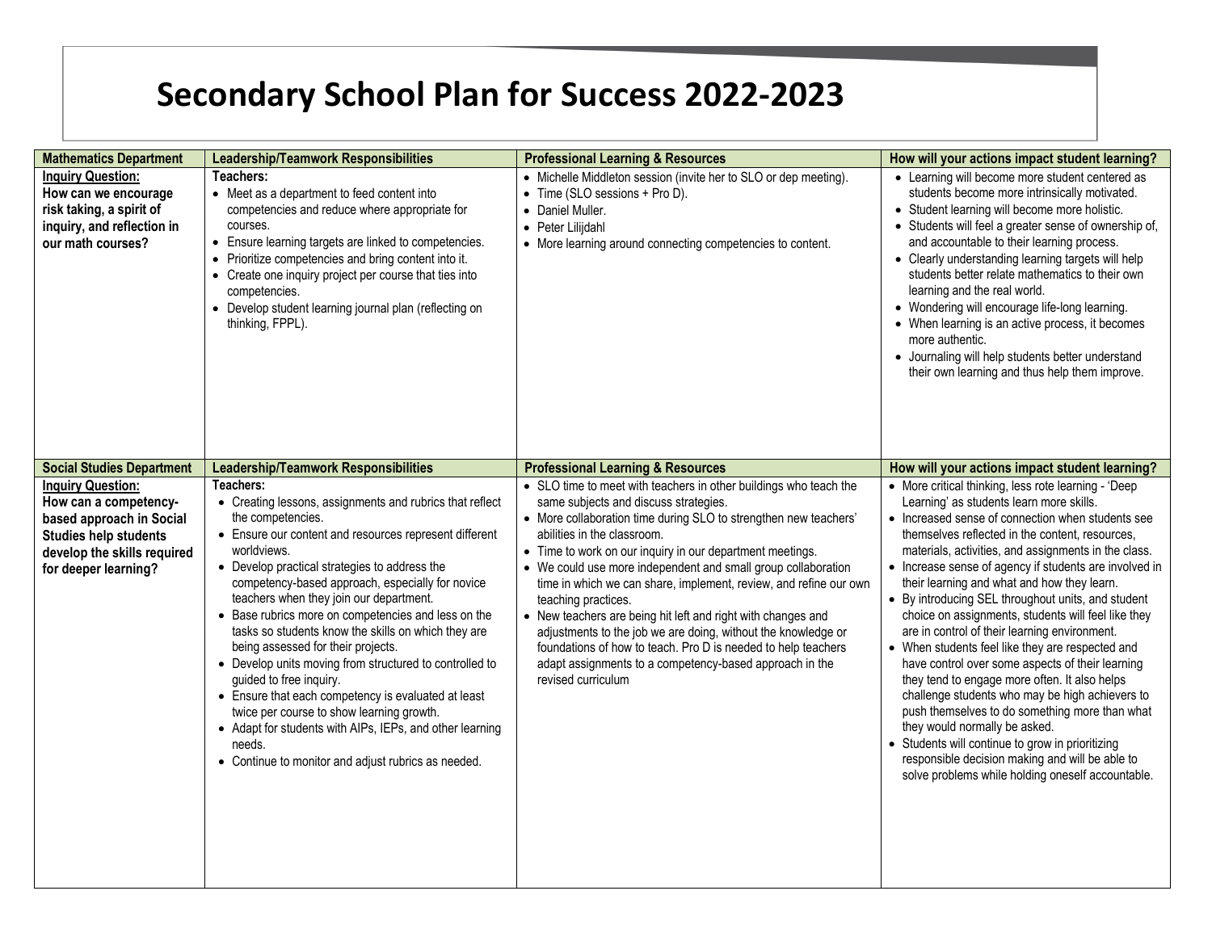# Secondary School Plan for Success 2022-2023

| Mathematics Department | Leadership/Teamwork Responsibilities | Professional Learning & Resources | How will your actions impact student learning? |
|---|---|---|---|
| **Inquiry Question:** **How can we encourage risk taking, a spirit of inquiry, and reflection in our math courses?** | **Teachers:**<br>• Meet as a department to feed content into competencies and reduce where appropriate for courses.<br>• Ensure learning targets are linked to competencies.<br>• Prioritize competencies and bring content into it.<br>• Create one inquiry project per course that ties into competencies.<br>• Develop student learning journal plan (reflecting on thinking, FPPL). | • Michelle Middleton session (invite her to SLO or dep meeting).<br>• Time (SLO sessions + Pro D).<br>• Daniel Muller.<br>• Peter Lilijdahl<br>• More learning around connecting competencies to content. | • Learning will become more student centered as students become more intrinsically motivated.<br>• Student learning will become more holistic.<br>• Students will feel a greater sense of ownership of, and accountable to their learning process.<br>• Clearly understanding learning targets will help students better relate mathematics to their own learning and the real world.<br>• Wondering will encourage life-long learning.<br>• When learning is an active process, it becomes more authentic.<br>• Journaling will help students better understand their own learning and thus help them improve. |

| Social Studies Department | Leadership/Teamwork Responsibilities | Professional Learning & Resources | How will your actions impact student learning? |
|---|---|---|---|
| **Inquiry Question:** **How can a competency-based approach in Social Studies help students develop the skills required for deeper learning?** | **Teachers:**<br>• Creating lessons, assignments and rubrics that reflect the competencies.<br>• Ensure our content and resources represent different worldviews.<br>• Develop practical strategies to address the competency-based approach, especially for novice teachers when they join our department.<br>• Base rubrics more on competencies and less on the tasks so students know the skills on which they are being assessed for their projects.<br>• Develop units moving from structured to controlled to guided to free inquiry.<br>• Ensure that each competency is evaluated at least twice per course to show learning growth.<br>• Adapt for students with AIPs, IEPs, and other learning needs.<br>• Continue to monitor and adjust rubrics as needed. | • SLO time to meet with teachers in other buildings who teach the same subjects and discuss strategies.<br>• More collaboration time during SLO to strengthen new teachers' abilities in the classroom.<br>• Time to work on our inquiry in our department meetings.<br>• We could use more independent and small group collaboration time in which we can share, implement, review, and refine our own teaching practices.<br>• New teachers are being hit left and right with changes and adjustments to the job we are doing, without the knowledge or foundations of how to teach. Pro D is needed to help teachers adapt assignments to a competency-based approach in the revised curriculum | • More critical thinking, less rote learning - 'Deep Learning' as students learn more skills.<br>• Increased sense of connection when students see themselves reflected in the content, resources, materials, activities, and assignments in the class.<br>• Increase sense of agency if students are involved in their learning and what and how they learn.<br>• By introducing SEL throughout units, and student choice on assignments, students will feel like they are in control of their learning environment.<br>• When students feel like they are respected and have control over some aspects of their learning they tend to engage more often. It also helps challenge students who may be high achievers to push themselves to do something more than what they would normally be asked.<br>• Students will continue to grow in prioritizing responsible decision making and will be able to solve problems while holding oneself accountable. |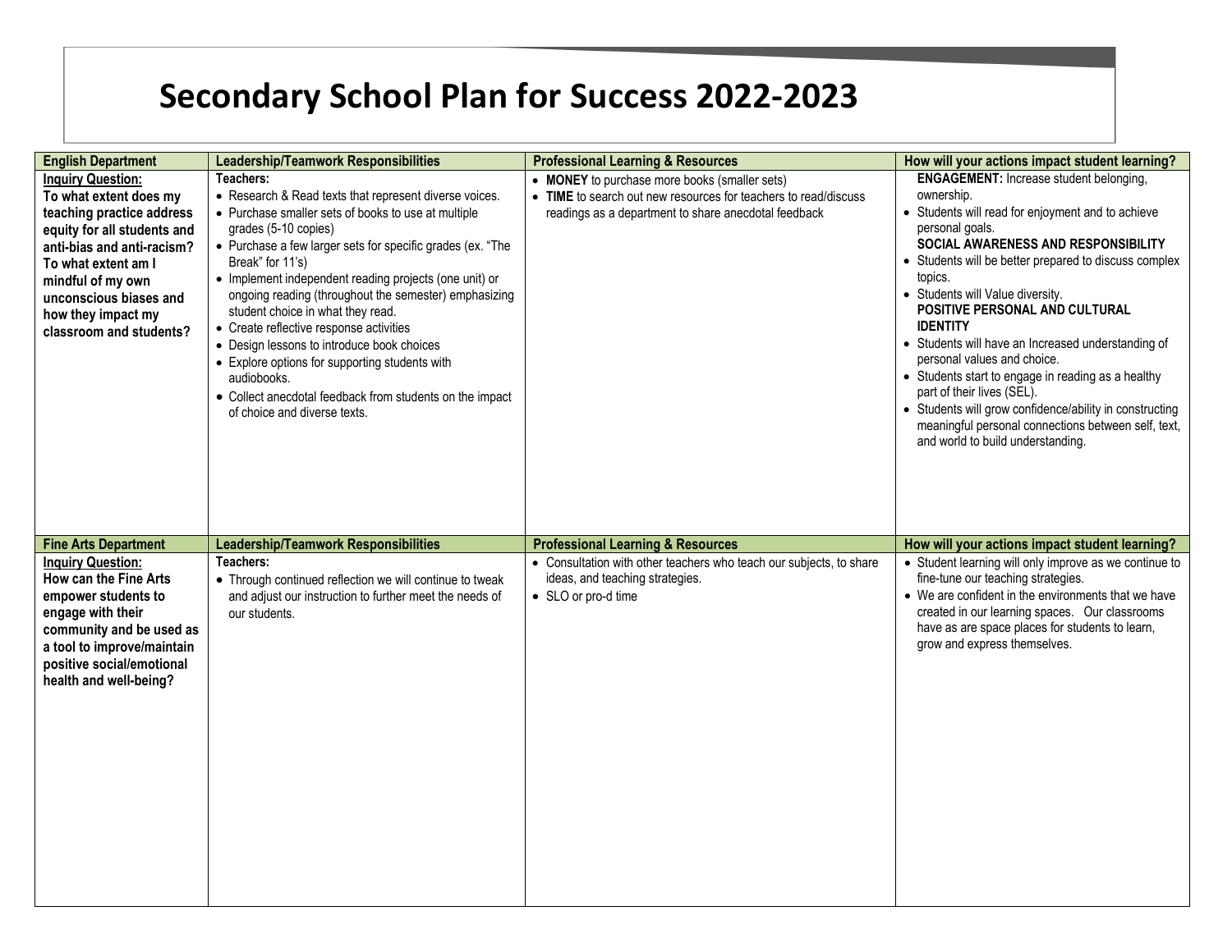# Secondary School Plan for Success 2022-2023

| English Department | Leadership/Teamwork Responsibilities | Professional Learning & Resources | How will your actions impact student learning? |
|---|---|---|---|
| **Inquiry Question:** **To what extent does my teaching practice address equity for all students and anti-bias and anti-racism? To what extent am I mindful of my own unconscious biases and how they impact my classroom and students?** | **Teachers:**<br>• Research & Read texts that represent diverse voices.<br>• Purchase smaller sets of books to use at multiple grades (5-10 copies)<br>• Purchase a few larger sets for specific grades (ex. "The Break" for 11's)<br>• Implement independent reading projects (one unit) or ongoing reading (throughout the semester) emphasizing student choice in what they read.<br>• Create reflective response activities<br>• Design lessons to introduce book choices<br>• Explore options for supporting students with audiobooks.<br>• Collect anecdotal feedback from students on the impact of choice and diverse texts. | • **MONEY** to purchase more books (smaller sets)<br>• **TIME** to search out new resources for teachers to read/discuss readings as a department to share anecdotal feedback | **ENGAGEMENT:** Increase student belonging, ownership.<br>• Students will read for enjoyment and to achieve personal goals.<br>**SOCIAL AWARENESS AND RESPONSIBILITY**<br>• Students will be better prepared to discuss complex topics.<br>• Students will Value diversity.<br>**POSITIVE PERSONAL AND CULTURAL IDENTITY**<br>• Students will have an Increased understanding of personal values and choice.<br>• Students start to engage in reading as a healthy part of their lives (SEL).<br>• Students will grow confidence/ability in constructing meaningful personal connections between self, text, and world to build understanding. |
| **Fine Arts Department** | **Leadership/Teamwork Responsibilities** | **Professional Learning & Resources** | **How will your actions impact student learning?** |
| **Inquiry Question:** **How can the Fine Arts empower students to engage with their community and be used as a tool to improve/maintain positive social/emotional health and well-being?** | **Teachers:**<br>• Through continued reflection we will continue to tweak and adjust our instruction to further meet the needs of our students. | • Consultation with other teachers who teach our subjects, to share ideas, and teaching strategies.<br>• SLO or pro-d time | • Student learning will only improve as we continue to fine-tune our teaching strategies.<br>• We are confident in the environments that we have created in our learning spaces. Our classrooms have as are space places for students to learn, grow and express themselves. |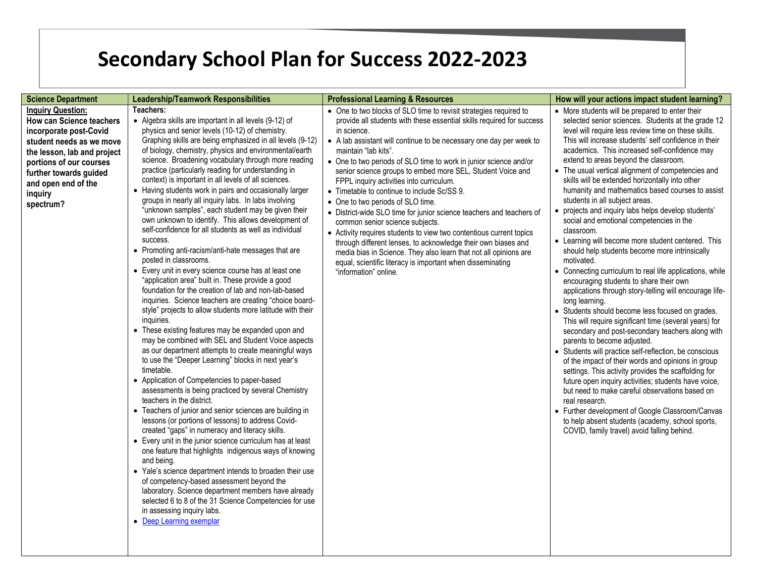# Secondary School Plan for Success 2022-2023

| Science Department | Leadership/Teamwork Responsibilities | Professional Learning & Resources | How will your actions impact student learning? |
|---|---|---|---|
| **Inquiry Question:** **How can Science teachers incorporate post-Covid student needs as we move the lesson, lab and project portions of our courses further towards guided and open end of the inquiry spectrum?** | **Teachers:**<br>• Algebra skills are important in all levels (9-12) of physics and senior levels (10-12) of chemistry. Graphing skills are being emphasized in all levels (9-12) of biology, chemistry, physics and environmental/earth science. Broadening vocabulary through more reading practice (particularly reading for understanding in context) is important in all levels of all sciences.<br>• Having students work in pairs and occasionally larger groups in nearly all inquiry labs. In labs involving "unknown samples", each student may be given their own unknown to identify. This allows development of self-confidence for all students as well as individual success.<br>• Promoting anti-racism/anti-hate messages that are posted in classrooms.<br>• Every unit in every science course has at least one "application area" built in. These provide a good foundation for the creation of lab and non-lab-based inquiries. Science teachers are creating "choice board-style" projects to allow students more latitude with their inquiries.<br>• These existing features may be expanded upon and may be combined with SEL and Student Voice aspects as our department attempts to create meaningful ways to use the "Deeper Learning" blocks in next year's timetable.<br>• Application of Competencies to paper-based assessments is being practiced by several Chemistry teachers in the district.<br>• Teachers of junior and senior sciences are building in lessons (or portions of lessons) to address Covid-created "gaps" in numeracy and literacy skills.<br>• Every unit in the junior science curriculum has at least one feature that highlights indigenous ways of knowing and being.<br>• Yale's science department intends to broaden their use of competency-based assessment beyond the laboratory. Science department members have already selected 6 to 8 of the 31 Science Competencies for use in assessing inquiry labs.<br>• [Deep Learning exemplar]() | • One to two blocks of SLO time to revisit strategies required to provide all students with these essential skills required for success in science.<br>• A lab assistant will continue to be necessary one day per week to maintain "lab kits".<br>• One to two periods of SLO time to work in junior science and/or senior science groups to embed more SEL, Student Voice and FPPL inquiry activities into curriculum.<br>• Timetable to continue to include Sc/SS 9.<br>• One to two periods of SLO time.<br>• District-wide SLO time for junior science teachers and teachers of common senior science subjects.<br>• Activity requires students to view two contentious current topics through different lenses, to acknowledge their own biases and media bias in Science. They also learn that not all opinions are equal, scientific literacy is important when disseminating "information" online. | • More students will be prepared to enter their selected senior sciences. Students at the grade 12 level will require less review time on these skills. This will increase students' self confidence in their academics. This increased self-confidence may extend to areas beyond the classroom.<br>• The usual vertical alignment of competencies and skills will be extended horizontally into other humanity and mathematics based courses to assist students in all subject areas.<br>• projects and inquiry labs helps develop students' social and emotional competencies in the classroom.<br>• Learning will become more student centered. This should help students become more intrinsically motivated.<br>• Connecting curriculum to real life applications, while encouraging students to share their own applications through story-telling will encourage life-long learning.<br>• Students should become less focused on grades. This will require significant time (several years) for secondary and post-secondary teachers along with parents to become adjusted.<br>• Students will practice self-reflection, be conscious of the impact of their words and opinions in group settings. This activity provides the scaffolding for future open inquiry activities; students have voice, but need to make careful observations based on real research.<br>• Further development of Google Classroom/Canvas to help absent students (academy, school sports, COVID, family travel) avoid falling behind. |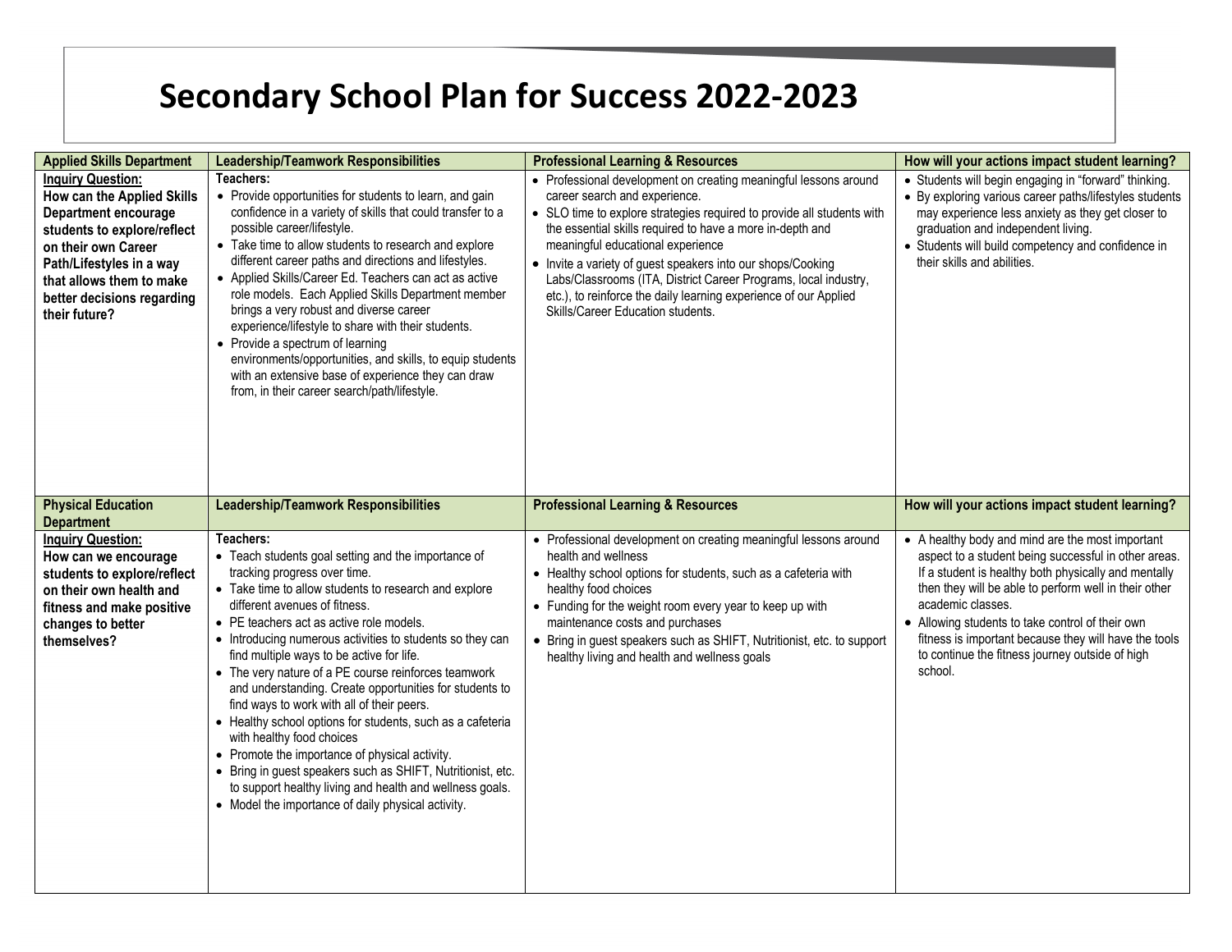# Secondary School Plan for Success 2022-2023

| Applied Skills Department | Leadership/Teamwork Responsibilities | Professional Learning & Resources | How will your actions impact student learning? |
|---|---|---|---|
| **Inquiry Question:** **How can the Applied Skills Department encourage students to explore/reflect on their own Career Path/Lifestyles in a way that allows them to make better decisions regarding their future?** | **Teachers:** <br>• Provide opportunities for students to learn, and gain confidence in a variety of skills that could transfer to a possible career/lifestyle. <br>• Take time to allow students to research and explore different career paths and directions and lifestyles. <br>• Applied Skills/Career Ed. Teachers can act as active role models. Each Applied Skills Department member brings a very robust and diverse career experience/lifestyle to share with their students. <br>• Provide a spectrum of learning environments/opportunities, and skills, to equip students with an extensive base of experience they can draw from, in their career search/path/lifestyle. | • Professional development on creating meaningful lessons around career search and experience. <br>• SLO time to explore strategies required to provide all students with the essential skills required to have a more in-depth and meaningful educational experience <br>• Invite a variety of guest speakers into our shops/Cooking Labs/Classrooms (ITA, District Career Programs, local industry, etc.), to reinforce the daily learning experience of our Applied Skills/Career Education students. | • Students will begin engaging in "forward" thinking. <br>• By exploring various career paths/lifestyles students may experience less anxiety as they get closer to graduation and independent living. <br>• Students will build competency and confidence in their skills and abilities. |

| Physical Education Department | Leadership/Teamwork Responsibilities | Professional Learning & Resources | How will your actions impact student learning? |
|---|---|---|---|
| **Inquiry Question:** **How can we encourage students to explore/reflect on their own health and fitness and make positive changes to better themselves?** | **Teachers:** <br>• Teach students goal setting and the importance of tracking progress over time. <br>• Take time to allow students to research and explore different avenues of fitness. <br>• PE teachers act as active role models. <br>• Introducing numerous activities to students so they can find multiple ways to be active for life. <br>• The very nature of a PE course reinforces teamwork and understanding. Create opportunities for students to find ways to work with all of their peers. <br>• Healthy school options for students, such as a cafeteria with healthy food choices <br>• Promote the importance of physical activity. <br>• Bring in guest speakers such as SHIFT, Nutritionist, etc. to support healthy living and health and wellness goals. <br>• Model the importance of daily physical activity. | • Professional development on creating meaningful lessons around health and wellness <br>• Healthy school options for students, such as a cafeteria with healthy food choices <br>• Funding for the weight room every year to keep up with maintenance costs and purchases <br>• Bring in guest speakers such as SHIFT, Nutritionist, etc. to support healthy living and health and wellness goals | • A healthy body and mind are the most important aspect to a student being successful in other areas. If a student is healthy both physically and mentally then they will be able to perform well in their other academic classes. <br>• Allowing students to take control of their own fitness is important because they will have the tools to continue the fitness journey outside of high school. |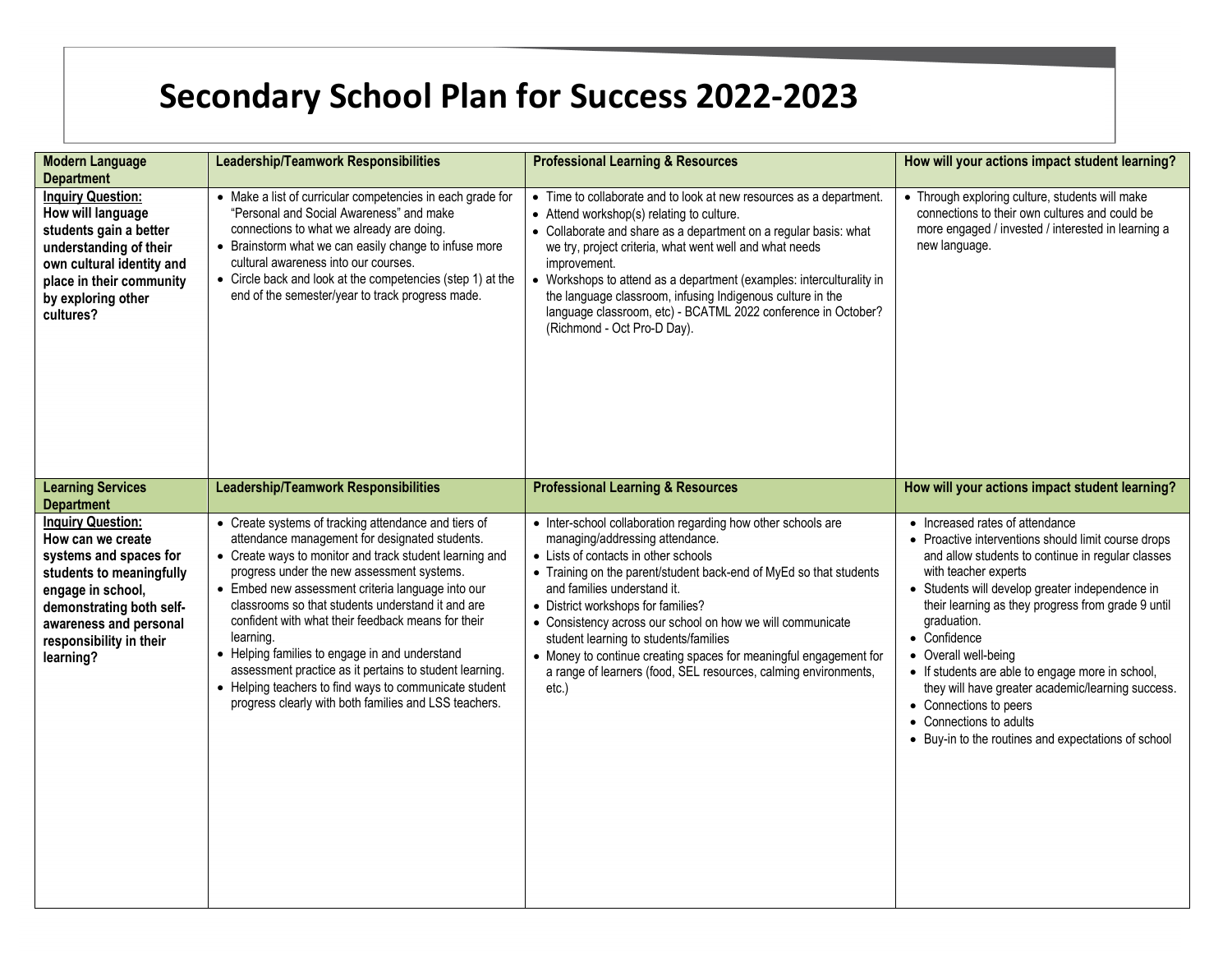# Secondary School Plan for Success 2022-2023

| **Modern Language Department** | **Leadership/Teamwork Responsibilities** | **Professional Learning & Resources** | **How will your actions impact student learning?** |
|---|---|---|---|
| **<u>Inquiry Question:</u>** **How will language students gain a better understanding of their own cultural identity and place in their community by exploring other cultures?** | • Make a list of curricular competencies in each grade for "Personal and Social Awareness" and make connections to what we already are doing.<br>• Brainstorm what we can easily change to infuse more cultural awareness into our courses.<br>• Circle back and look at the competencies (step 1) at the end of the semester/year to track progress made. | • Time to collaborate and to look at new resources as a department.<br>• Attend workshop(s) relating to culture.<br>• Collaborate and share as a department on a regular basis: what we try, project criteria, what went well and what needs improvement.<br>• Workshops to attend as a department (examples: interculturality in the language classroom, infusing Indigenous culture in the language classroom, etc) - BCATML 2022 conference in October? (Richmond - Oct Pro-D Day). | • Through exploring culture, students will make connections to their own cultures and could be more engaged / invested / interested in learning a new language. |

| **Learning Services Department** | **Leadership/Teamwork Responsibilities** | **Professional Learning & Resources** | **How will your actions impact student learning?** |
|---|---|---|---|
| **<u>Inquiry Question:</u>** **How can we create systems and spaces for students to meaningfully engage in school, demonstrating both self-awareness and personal responsibility in their learning?** | • Create systems of tracking attendance and tiers of attendance management for designated students.<br>• Create ways to monitor and track student learning and progress under the new assessment systems.<br>• Embed new assessment criteria language into our classrooms so that students understand it and are confident with what their feedback means for their learning.<br>• Helping families to engage in and understand assessment practice as it pertains to student learning.<br>• Helping teachers to find ways to communicate student progress clearly with both families and LSS teachers. | • Inter-school collaboration regarding how other schools are managing/addressing attendance.<br>• Lists of contacts in other schools<br>• Training on the parent/student back-end of MyEd so that students and families understand it.<br>• District workshops for families?<br>• Consistency across our school on how we will communicate student learning to students/families<br>• Money to continue creating spaces for meaningful engagement for a range of learners (food, SEL resources, calming environments, etc.) | • Increased rates of attendance<br>• Proactive interventions should limit course drops and allow students to continue in regular classes with teacher experts<br>• Students will develop greater independence in their learning as they progress from grade 9 until graduation.<br>• Confidence<br>• Overall well-being<br>• If students are able to engage more in school, they will have greater academic/learning success.<br>• Connections to peers<br>• Connections to adults<br>• Buy-in to the routines and expectations of school |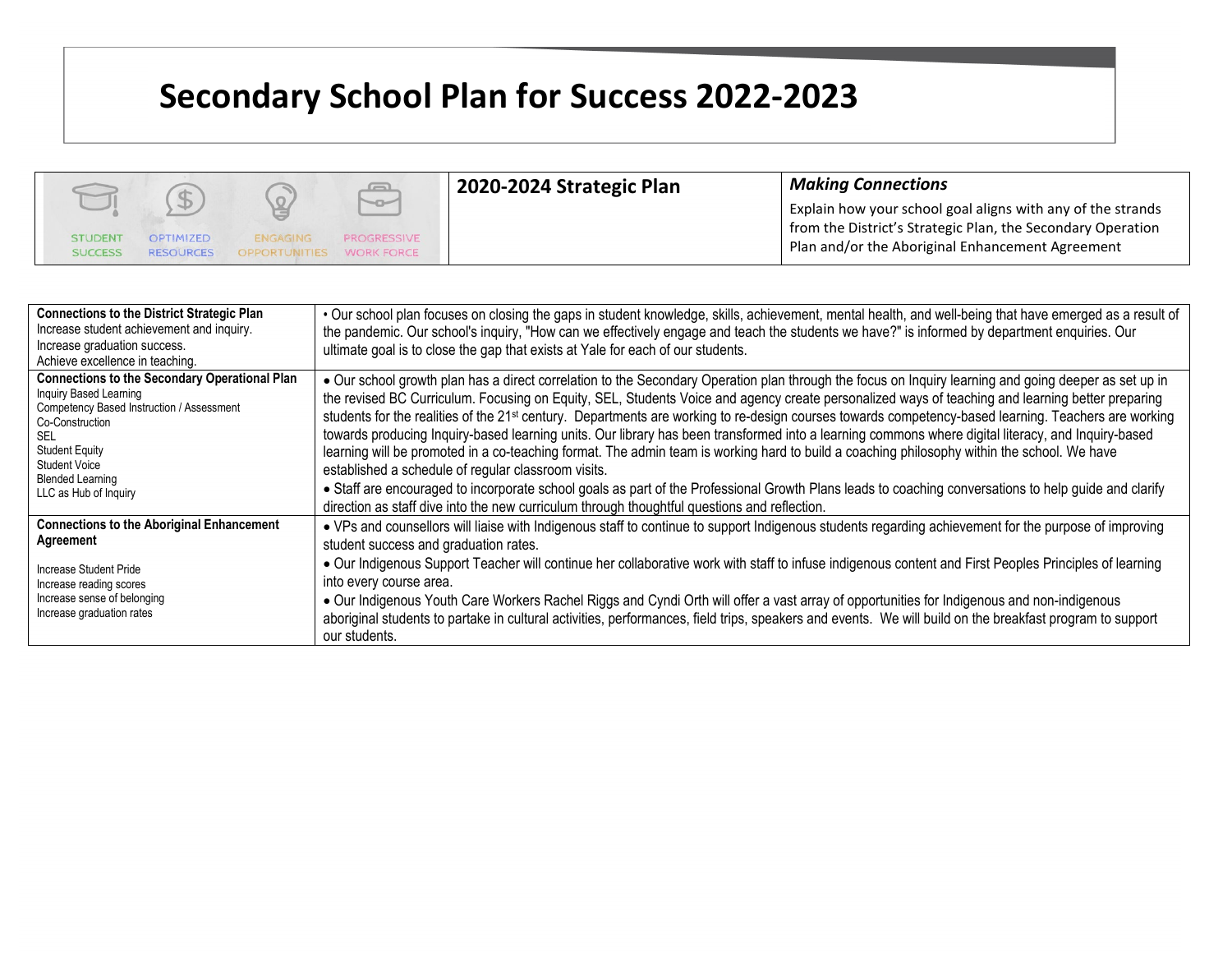# Secondary School Plan for Success 2022-2023

| STUDENT SUCCESS / OPTIMIZED RESOURCES / ENGAGING OPPORTUNITIES / PROGRESSIVE WORK FORCE | 2020-2024 Strategic Plan | *Making Connections* Explain how your school goal aligns with any of the strands from the District's Strategic Plan, the Secondary Operation Plan and/or the Aboriginal Enhancement Agreement |
|---|---|---|

| | |
|---|---|
| **Connections to the District Strategic Plan**<br>Increase student achievement and inquiry.<br>Increase graduation success.<br>Achieve excellence in teaching. | • Our school plan focuses on closing the gaps in student knowledge, skills, achievement, mental health, and well-being that have emerged as a result of the pandemic. Our school's inquiry, "How can we effectively engage and teach the students we have?" is informed by department enquiries. Our ultimate goal is to close the gap that exists at Yale for each of our students. |
| **Connections to the Secondary Operational Plan**<br>Inquiry Based Learning<br>Competency Based Instruction / Assessment<br>Co-Construction<br>SEL<br>Student Equity<br>Student Voice<br>Blended Learning<br>LLC as Hub of Inquiry | • Our school growth plan has a direct correlation to the Secondary Operation plan through the focus on Inquiry learning and going deeper as set up in the revised BC Curriculum. Focusing on Equity, SEL, Students Voice and agency create personalized ways of teaching and learning better preparing students for the realities of the 21st century. Departments are working to re-design courses towards competency-based learning. Teachers are working towards producing Inquiry-based learning units. Our library has been transformed into a learning commons where digital literacy, and Inquiry-based learning will be promoted in a co-teaching format. The admin team is working hard to build a coaching philosophy within the school. We have established a schedule of regular classroom visits.<br>• Staff are encouraged to incorporate school goals as part of the Professional Growth Plans leads to coaching conversations to help guide and clarify direction as staff dive into the new curriculum through thoughtful questions and reflection. |
| **Connections to the Aboriginal Enhancement Agreement**<br><br>Increase Student Pride<br>Increase reading scores<br>Increase sense of belonging<br>Increase graduation rates | • VPs and counsellors will liaise with Indigenous staff to continue to support Indigenous students regarding achievement for the purpose of improving student success and graduation rates.<br>• Our Indigenous Support Teacher will continue her collaborative work with staff to infuse indigenous content and First Peoples Principles of learning into every course area.<br>• Our Indigenous Youth Care Workers Rachel Riggs and Cyndi Orth will offer a vast array of opportunities for Indigenous and non-indigenous aboriginal students to partake in cultural activities, performances, field trips, speakers and events. We will build on the breakfast program to support our students. |